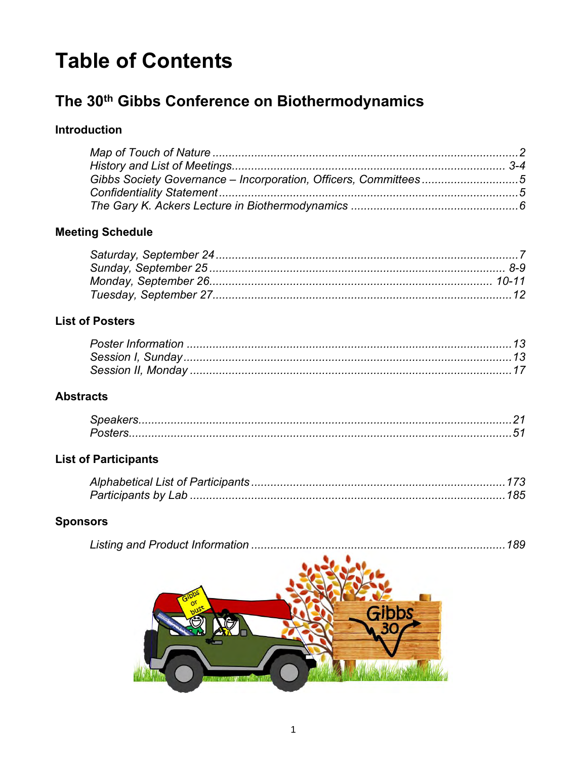# Table of Contents

## The 30th Gibbs Conference on Biothermodynamics

### Introduction

*Map of Touch of Nature* ........................................ 2
*History and List of Meetings* ........................................ 3-4
*Gibbs Society Governance – Incorporation, Officers, Committees* ........................................ 5
*Confidentiality Statement* ........................................ 5
*The Gary K. Ackers Lecture in Biothermodynamics* ........................................ 6

### Meeting Schedule

*Saturday, September 24* ........................................ 7
*Sunday, September 25* ........................................ 8-9
*Monday, September 26* ........................................ 10-11
*Tuesday, September 27* ........................................ 12

### List of Posters

*Poster Information* ........................................ 13
*Session I, Sunday* ........................................ 13
*Session II, Monday* ........................................ 17

### Abstracts

*Speakers* ........................................ 21
*Posters* ........................................ 51

### List of Participants

*Alphabetical List of Participants* ........................................ 173
*Participants by Lab* ........................................ 185

### Sponsors

*Listing and Product Information* ........................................ 189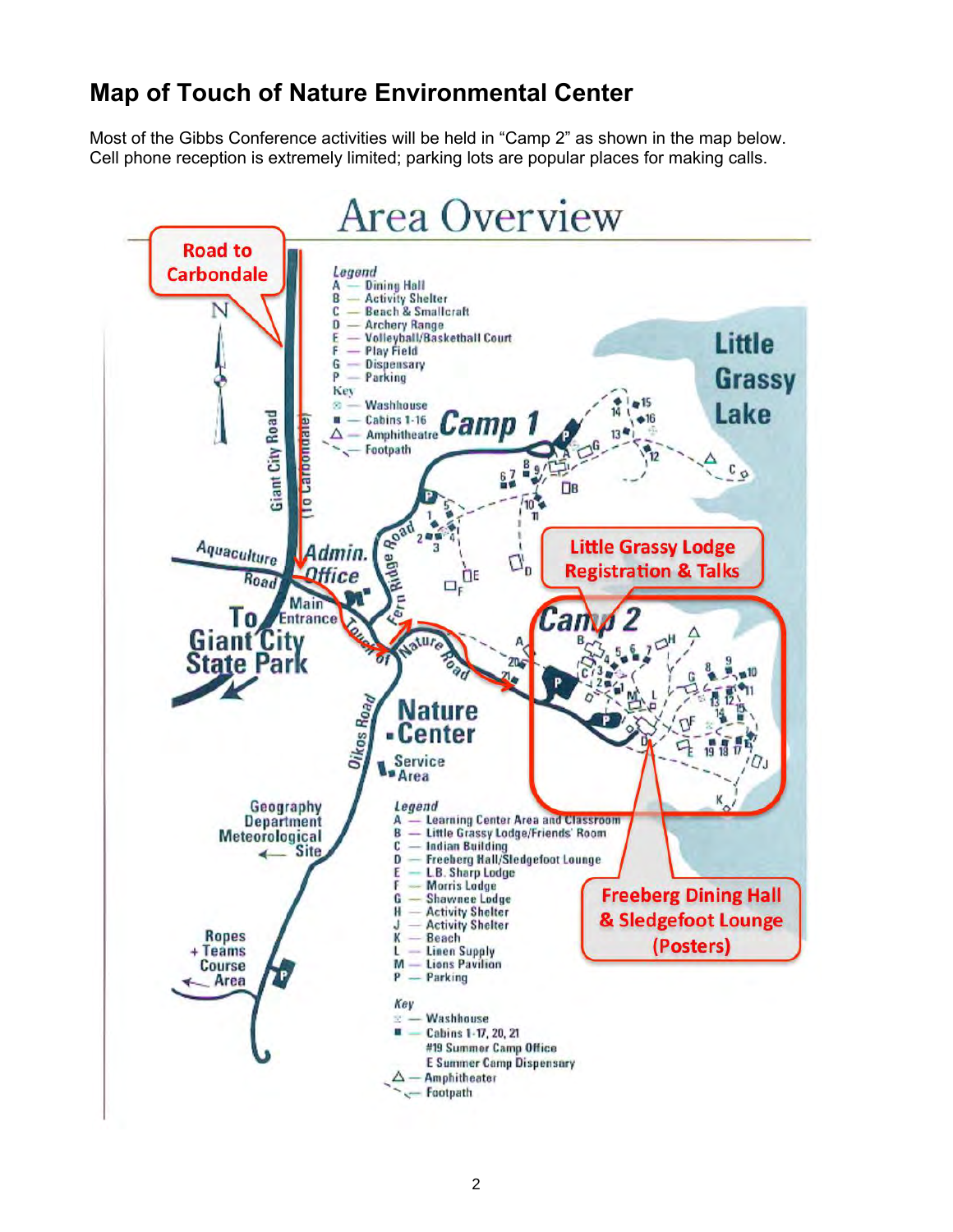## Map of Touch of Nature Environmental Center

Most of the Gibbs Conference activities will be held in "Camp 2" as shown in the map below. Cell phone reception is extremely limited; parking lots are popular places for making calls.

# Area Overview

Road to Carbondale

**Little Grassy Lodge Registration & Talks**

**Freeberg Dining Hall & Sledgefoot Lounge (Posters)**

*Legend* (Camp 1)

A — Dining Hall
B — Activity Shelter
C — Beach & Smallcraft
D — Archery Range
E — Volleyball/Basketball Court
F — Play Field
G — Dispensary
P — Parking

Key

— Washhouse
— Cabins 1-16
— Amphitheatre
— Footpath

Camp 1

Little Grassy Lake

Giant City Road (To Carbondale)

Aquaculture Road

Admin. Office

Main Entrance

To Giant City State Park

Fern Ridge Road

Touch of Nature Road

Camp 2

Oikos Road

Nature Center

Service Area

Geography Department Meteorological Site

Ropes + Teams Course Area

*Legend* (Camp 2)

A — Learning Center Area and Classroom
B — Little Grassy Lodge/Friends' Room
C — Indian Building
D — Freeberg Hall/Sledgefoot Lounge
E — L.B. Sharp Lodge
F — Morris Lodge
G — Shawnee Lodge
H — Activity Shelter
J — Activity Shelter
K — Beach
L — Linen Supply
M — Lions Pavilion
P — Parking

Key

— Washhouse
— Cabins 1-17, 20, 21
#19 Summer Camp Office
E Summer Camp Dispensary
— Amphitheater
— Footpath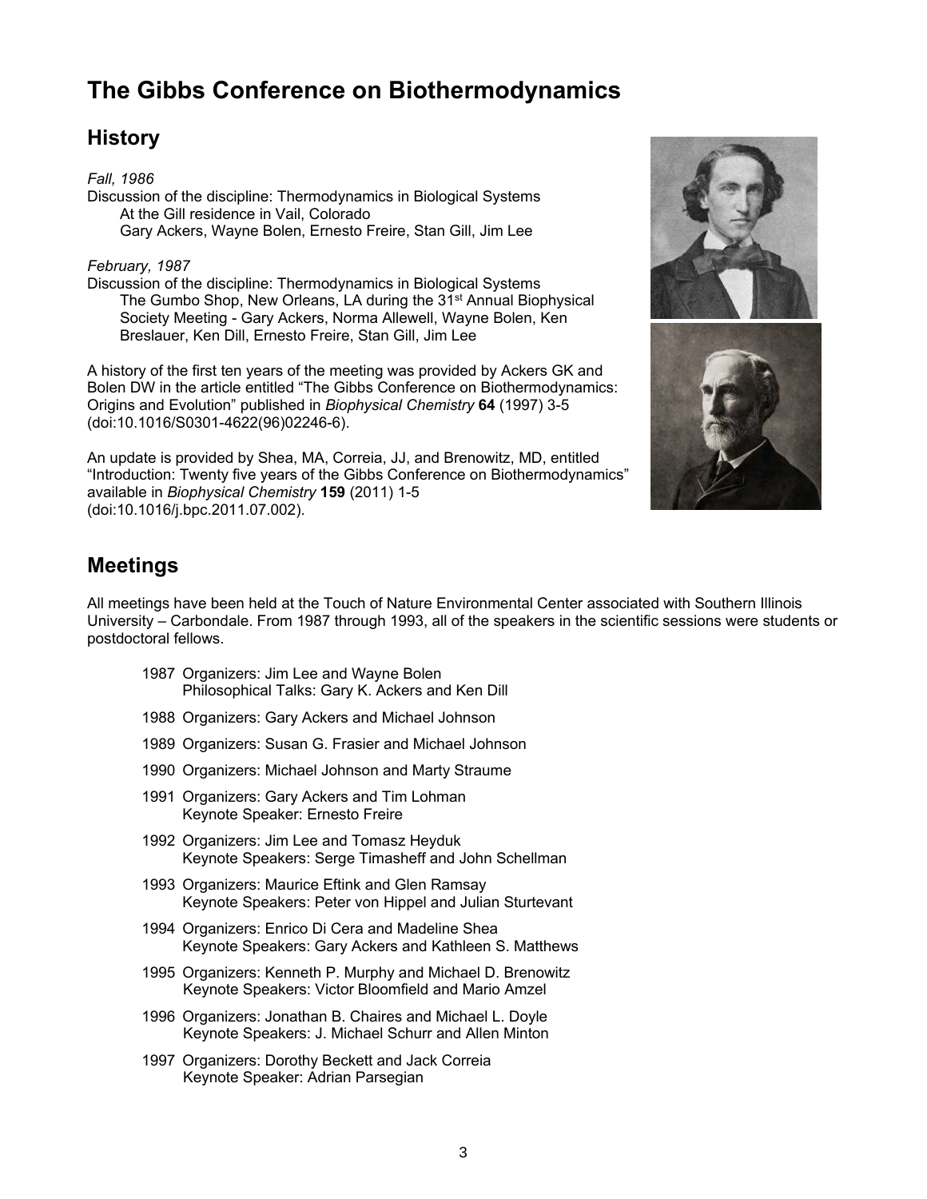# The Gibbs Conference on Biothermodynamics

## History

*Fall, 1986*

Discussion of the discipline: Thermodynamics in Biological Systems
At the Gill residence in Vail, Colorado
Gary Ackers, Wayne Bolen, Ernesto Freire, Stan Gill, Jim Lee

*February, 1987*

Discussion of the discipline: Thermodynamics in Biological Systems
The Gumbo Shop, New Orleans, LA during the 31st Annual Biophysical Society Meeting - Gary Ackers, Norma Allewell, Wayne Bolen, Ken Breslauer, Ken Dill, Ernesto Freire, Stan Gill, Jim Lee

A history of the first ten years of the meeting was provided by Ackers GK and Bolen DW in the article entitled "The Gibbs Conference on Biothermodynamics: Origins and Evolution" published in *Biophysical Chemistry* **64** (1997) 3-5 (doi:10.1016/S0301-4622(96)02246-6).

An update is provided by Shea, MA, Correia, JJ, and Brenowitz, MD, entitled "Introduction: Twenty five years of the Gibbs Conference on Biothermodynamics" available in *Biophysical Chemistry* **159** (2011) 1-5 (doi:10.1016/j.bpc.2011.07.002).

## Meetings

All meetings have been held at the Touch of Nature Environmental Center associated with Southern Illinois University – Carbondale. From 1987 through 1993, all of the speakers in the scientific sessions were students or postdoctoral fellows.

- 1987 Organizers: Jim Lee and Wayne Bolen
  Philosophical Talks: Gary K. Ackers and Ken Dill
- 1988 Organizers: Gary Ackers and Michael Johnson
- 1989 Organizers: Susan G. Frasier and Michael Johnson
- 1990 Organizers: Michael Johnson and Marty Straume
- 1991 Organizers: Gary Ackers and Tim Lohman
  Keynote Speaker: Ernesto Freire
- 1992 Organizers: Jim Lee and Tomasz Heyduk
  Keynote Speakers: Serge Timasheff and John Schellman
- 1993 Organizers: Maurice Eftink and Glen Ramsay
  Keynote Speakers: Peter von Hippel and Julian Sturtevant
- 1994 Organizers: Enrico Di Cera and Madeline Shea
  Keynote Speakers: Gary Ackers and Kathleen S. Matthews
- 1995 Organizers: Kenneth P. Murphy and Michael D. Brenowitz
  Keynote Speakers: Victor Bloomfield and Mario Amzel
- 1996 Organizers: Jonathan B. Chaires and Michael L. Doyle
  Keynote Speakers: J. Michael Schurr and Allen Minton
- 1997 Organizers: Dorothy Beckett and Jack Correia
  Keynote Speaker: Adrian Parsegian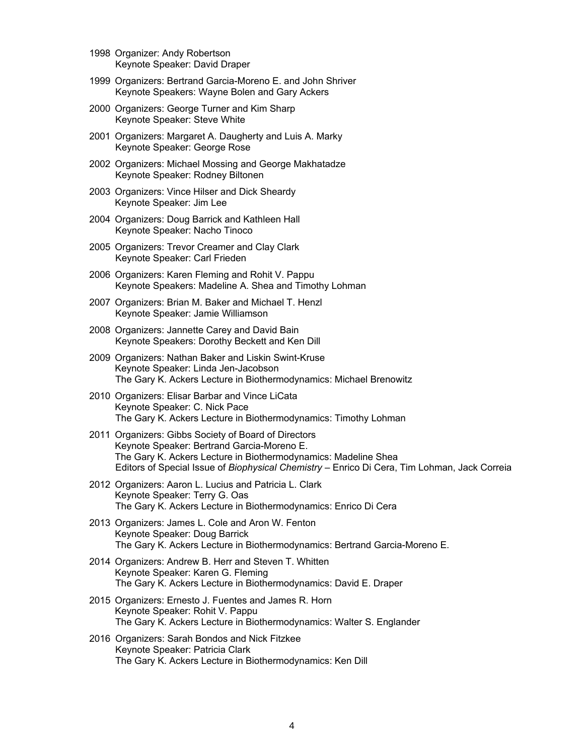1998 Organizer: Andy Robertson
Keynote Speaker: David Draper

1999 Organizers: Bertrand Garcia-Moreno E. and John Shriver
Keynote Speakers: Wayne Bolen and Gary Ackers

2000 Organizers: George Turner and Kim Sharp
Keynote Speaker: Steve White

2001 Organizers: Margaret A. Daugherty and Luis A. Marky
Keynote Speaker: George Rose

2002 Organizers: Michael Mossing and George Makhatadze
Keynote Speaker: Rodney Biltonen

2003 Organizers: Vince Hilser and Dick Sheardy
Keynote Speaker: Jim Lee

2004 Organizers: Doug Barrick and Kathleen Hall
Keynote Speaker: Nacho Tinoco

2005 Organizers: Trevor Creamer and Clay Clark
Keynote Speaker: Carl Frieden

2006 Organizers: Karen Fleming and Rohit V. Pappu
Keynote Speakers: Madeline A. Shea and Timothy Lohman

2007 Organizers: Brian M. Baker and Michael T. Henzl
Keynote Speaker: Jamie Williamson

2008 Organizers: Jannette Carey and David Bain
Keynote Speakers: Dorothy Beckett and Ken Dill

2009 Organizers: Nathan Baker and Liskin Swint-Kruse
Keynote Speaker: Linda Jen-Jacobson
The Gary K. Ackers Lecture in Biothermodynamics: Michael Brenowitz

2010 Organizers: Elisar Barbar and Vince LiCata
Keynote Speaker: C. Nick Pace
The Gary K. Ackers Lecture in Biothermodynamics: Timothy Lohman

2011 Organizers: Gibbs Society of Board of Directors
Keynote Speaker: Bertrand Garcia-Moreno E.
The Gary K. Ackers Lecture in Biothermodynamics: Madeline Shea
Editors of Special Issue of *Biophysical Chemistry* – Enrico Di Cera, Tim Lohman, Jack Correia

2012 Organizers: Aaron L. Lucius and Patricia L. Clark
Keynote Speaker: Terry G. Oas
The Gary K. Ackers Lecture in Biothermodynamics: Enrico Di Cera

2013 Organizers: James L. Cole and Aron W. Fenton
Keynote Speaker: Doug Barrick
The Gary K. Ackers Lecture in Biothermodynamics: Bertrand Garcia-Moreno E.

2014 Organizers: Andrew B. Herr and Steven T. Whitten
Keynote Speaker: Karen G. Fleming
The Gary K. Ackers Lecture in Biothermodynamics: David E. Draper

2015 Organizers: Ernesto J. Fuentes and James R. Horn
Keynote Speaker: Rohit V. Pappu
The Gary K. Ackers Lecture in Biothermodynamics: Walter S. Englander

2016 Organizers: Sarah Bondos and Nick Fitzkee
Keynote Speaker: Patricia Clark
The Gary K. Ackers Lecture in Biothermodynamics: Ken Dill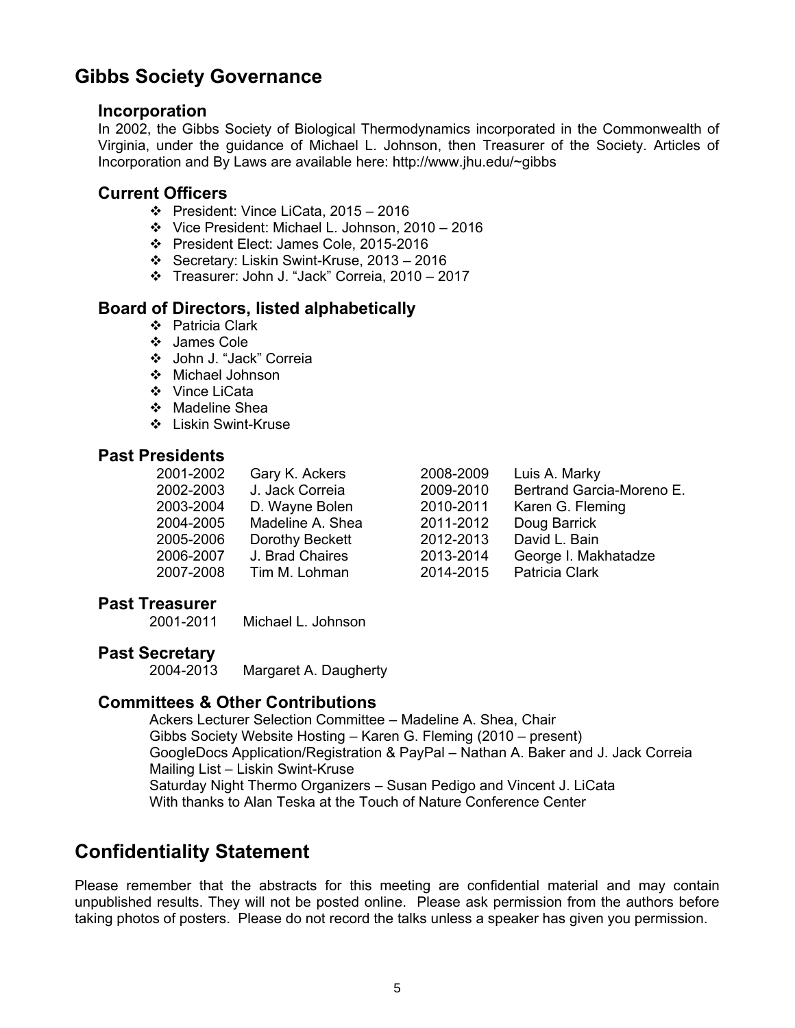# Gibbs Society Governance

## Incorporation

In 2002, the Gibbs Society of Biological Thermodynamics incorporated in the Commonwealth of Virginia, under the guidance of Michael L. Johnson, then Treasurer of the Society. Articles of Incorporation and By Laws are available here: http://www.jhu.edu/~gibbs

## Current Officers

- President: Vince LiCata, 2015 – 2016
- Vice President: Michael L. Johnson, 2010 – 2016
- President Elect: James Cole, 2015-2016
- Secretary: Liskin Swint-Kruse, 2013 – 2016
- Treasurer: John J. "Jack" Correia, 2010 – 2017

## Board of Directors, listed alphabetically

- Patricia Clark
- James Cole
- John J. "Jack" Correia
- Michael Johnson
- Vince LiCata
- Madeline Shea
- Liskin Swint-Kruse

## Past Presidents

| | | | |
|---|---|---|---|
| 2001-2002 | Gary K. Ackers | 2008-2009 | Luis A. Marky |
| 2002-2003 | J. Jack Correia | 2009-2010 | Bertrand Garcia-Moreno E. |
| 2003-2004 | D. Wayne Bolen | 2010-2011 | Karen G. Fleming |
| 2004-2005 | Madeline A. Shea | 2011-2012 | Doug Barrick |
| 2005-2006 | Dorothy Beckett | 2012-2013 | David L. Bain |
| 2006-2007 | J. Brad Chaires | 2013-2014 | George I. Makhatadze |
| 2007-2008 | Tim M. Lohman | 2014-2015 | Patricia Clark |

## Past Treasurer

2001-2011 Michael L. Johnson

## Past Secretary

2004-2013 Margaret A. Daugherty

## Committees & Other Contributions

Ackers Lecturer Selection Committee – Madeline A. Shea, Chair
Gibbs Society Website Hosting – Karen G. Fleming (2010 – present)
GoogleDocs Application/Registration & PayPal – Nathan A. Baker and J. Jack Correia
Mailing List – Liskin Swint-Kruse
Saturday Night Thermo Organizers – Susan Pedigo and Vincent J. LiCata
With thanks to Alan Teska at the Touch of Nature Conference Center

# Confidentiality Statement

Please remember that the abstracts for this meeting are confidential material and may contain unpublished results. They will not be posted online. Please ask permission from the authors before taking photos of posters. Please do not record the talks unless a speaker has given you permission.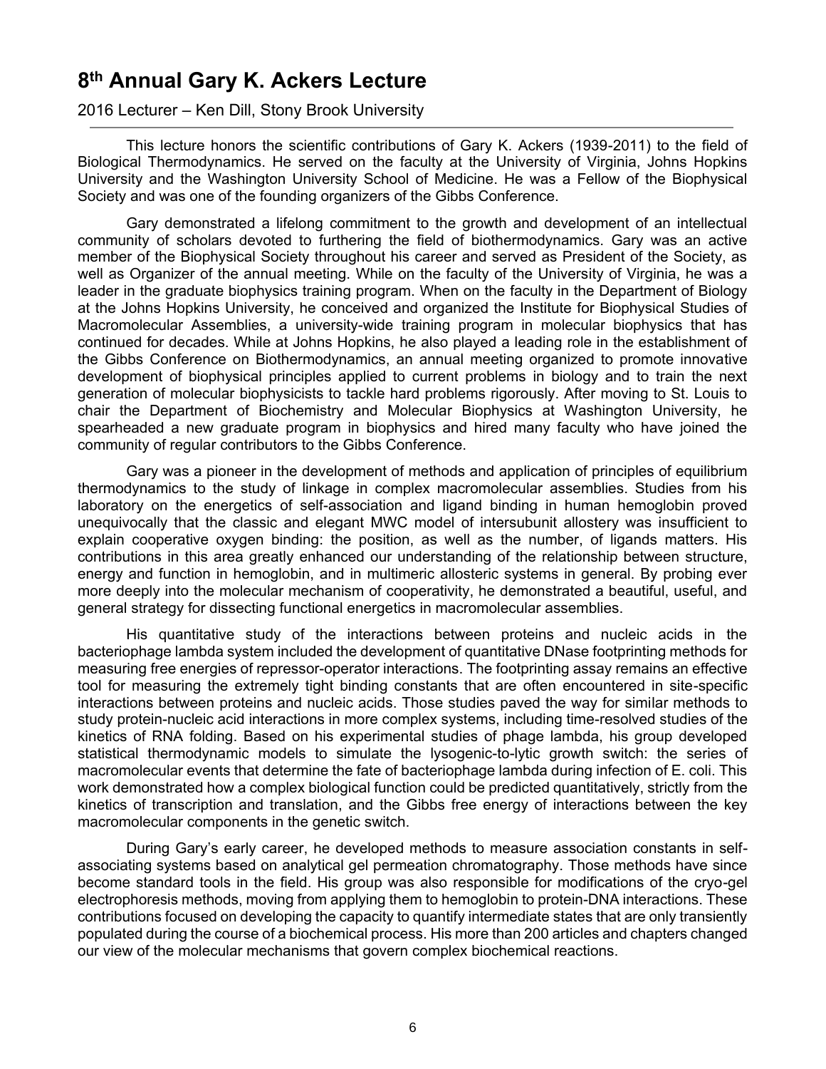# 8th Annual Gary K. Ackers Lecture

2016 Lecturer – Ken Dill, Stony Brook University

This lecture honors the scientific contributions of Gary K. Ackers (1939-2011) to the field of Biological Thermodynamics. He served on the faculty at the University of Virginia, Johns Hopkins University and the Washington University School of Medicine. He was a Fellow of the Biophysical Society and was one of the founding organizers of the Gibbs Conference.

Gary demonstrated a lifelong commitment to the growth and development of an intellectual community of scholars devoted to furthering the field of biothermodynamics. Gary was an active member of the Biophysical Society throughout his career and served as President of the Society, as well as Organizer of the annual meeting. While on the faculty of the University of Virginia, he was a leader in the graduate biophysics training program. When on the faculty in the Department of Biology at the Johns Hopkins University, he conceived and organized the Institute for Biophysical Studies of Macromolecular Assemblies, a university-wide training program in molecular biophysics that has continued for decades. While at Johns Hopkins, he also played a leading role in the establishment of the Gibbs Conference on Biothermodynamics, an annual meeting organized to promote innovative development of biophysical principles applied to current problems in biology and to train the next generation of molecular biophysicists to tackle hard problems rigorously. After moving to St. Louis to chair the Department of Biochemistry and Molecular Biophysics at Washington University, he spearheaded a new graduate program in biophysics and hired many faculty who have joined the community of regular contributors to the Gibbs Conference.

Gary was a pioneer in the development of methods and application of principles of equilibrium thermodynamics to the study of linkage in complex macromolecular assemblies. Studies from his laboratory on the energetics of self-association and ligand binding in human hemoglobin proved unequivocally that the classic and elegant MWC model of intersubunit allostery was insufficient to explain cooperative oxygen binding: the position, as well as the number, of ligands matters. His contributions in this area greatly enhanced our understanding of the relationship between structure, energy and function in hemoglobin, and in multimeric allosteric systems in general. By probing ever more deeply into the molecular mechanism of cooperativity, he demonstrated a beautiful, useful, and general strategy for dissecting functional energetics in macromolecular assemblies.

His quantitative study of the interactions between proteins and nucleic acids in the bacteriophage lambda system included the development of quantitative DNase footprinting methods for measuring free energies of repressor-operator interactions. The footprinting assay remains an effective tool for measuring the extremely tight binding constants that are often encountered in site-specific interactions between proteins and nucleic acids. Those studies paved the way for similar methods to study protein-nucleic acid interactions in more complex systems, including time-resolved studies of the kinetics of RNA folding. Based on his experimental studies of phage lambda, his group developed statistical thermodynamic models to simulate the lysogenic-to-lytic growth switch: the series of macromolecular events that determine the fate of bacteriophage lambda during infection of E. coli. This work demonstrated how a complex biological function could be predicted quantitatively, strictly from the kinetics of transcription and translation, and the Gibbs free energy of interactions between the key macromolecular components in the genetic switch.

During Gary's early career, he developed methods to measure association constants in self-associating systems based on analytical gel permeation chromatography. Those methods have since become standard tools in the field. His group was also responsible for modifications of the cryo-gel electrophoresis methods, moving from applying them to hemoglobin to protein-DNA interactions. These contributions focused on developing the capacity to quantify intermediate states that are only transiently populated during the course of a biochemical process. His more than 200 articles and chapters changed our view of the molecular mechanisms that govern complex biochemical reactions.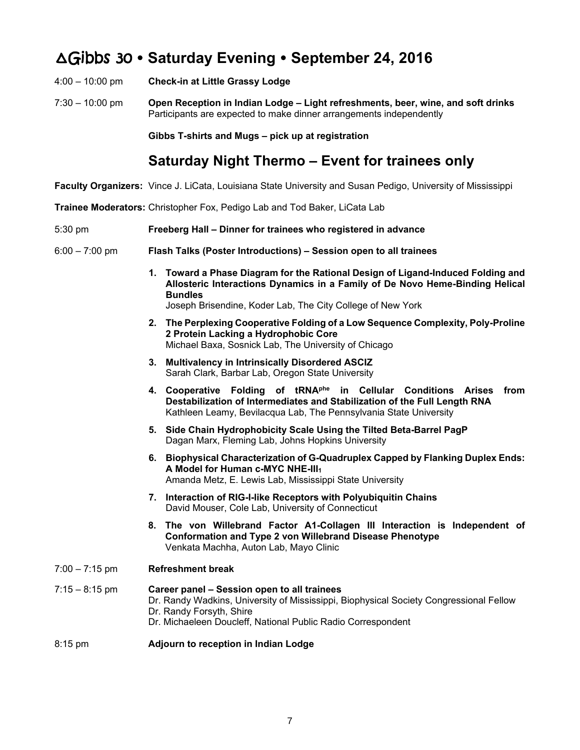# ΔGibbs 30 • Saturday Evening • September 24, 2016

4:00 – 10:00 pm **Check-in at Little Grassy Lodge**

7:30 – 10:00 pm **Open Reception in Indian Lodge – Light refreshments, beer, wine, and soft drinks**
Participants are expected to make dinner arrangements independently

**Gibbs T-shirts and Mugs – pick up at registration**

## Saturday Night Thermo – Event for trainees only

**Faculty Organizers:** Vince J. LiCata, Louisiana State University and Susan Pedigo, University of Mississippi

**Trainee Moderators:** Christopher Fox, Pedigo Lab and Tod Baker, LiCata Lab

5:30 pm **Freeberg Hall – Dinner for trainees who registered in advance**

6:00 – 7:00 pm **Flash Talks (Poster Introductions) – Session open to all trainees**

1. **Toward a Phase Diagram for the Rational Design of Ligand-Induced Folding and Allosteric Interactions Dynamics in a Family of De Novo Heme-Binding Helical Bundles**
   Joseph Brisendine, Koder Lab, The City College of New York
2. **The Perplexing Cooperative Folding of a Low Sequence Complexity, Poly-Proline 2 Protein Lacking a Hydrophobic Core**
   Michael Baxa, Sosnick Lab, The University of Chicago
3. **Multivalency in Intrinsically Disordered ASCIZ**
   Sarah Clark, Barbar Lab, Oregon State University
4. **Cooperative Folding of $tRNA^{phe}$ in Cellular Conditions Arises from Destabilization of Intermediates and Stabilization of the Full Length RNA**
   Kathleen Leamy, Bevilacqua Lab, The Pennsylvania State University
5. **Side Chain Hydrophobicity Scale Using the Tilted Beta-Barrel PagP**
   Dagan Marx, Fleming Lab, Johns Hopkins University
6. **Biophysical Characterization of G-Quadruplex Capped by Flanking Duplex Ends: A Model for Human c-MYC NHE-$III_1$**
   Amanda Metz, E. Lewis Lab, Mississippi State University
7. **Interaction of RIG-I-like Receptors with Polyubiquitin Chains**
   David Mouser, Cole Lab, University of Connecticut
8. **The von Willebrand Factor A1-Collagen III Interaction is Independent of Conformation and Type 2 von Willebrand Disease Phenotype**
   Venkata Machha, Auton Lab, Mayo Clinic

7:00 – 7:15 pm **Refreshment break**

7:15 – 8:15 pm **Career panel – Session open to all trainees**
Dr. Randy Wadkins, University of Mississippi, Biophysical Society Congressional Fellow
Dr. Randy Forsyth, Shire
Dr. Michaeleen Doucleff, National Public Radio Correspondent

8:15 pm **Adjourn to reception in Indian Lodge**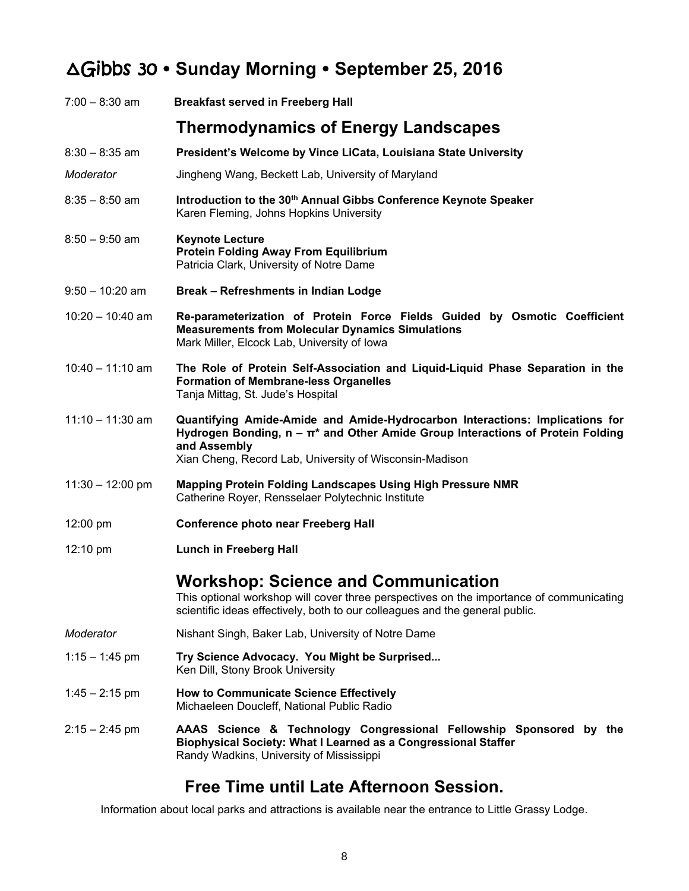# ΔGibbs 30 • Sunday Morning • September 25, 2016

| | |
|---|---|
| 7:00 – 8:30 am | **Breakfast served in Freeberg Hall** |

## Thermodynamics of Energy Landscapes

| | |
|---|---|
| 8:30 – 8:35 am | **President's Welcome by Vince LiCata, Louisiana State University** |
| *Moderator* | Jingheng Wang, Beckett Lab, University of Maryland |
| 8:35 – 8:50 am | **Introduction to the 30th Annual Gibbs Conference Keynote Speaker**<br>Karen Fleming, Johns Hopkins University |
| 8:50 – 9:50 am | **Keynote Lecture**<br>**Protein Folding Away From Equilibrium**<br>Patricia Clark, University of Notre Dame |
| 9:50 – 10:20 am | **Break – Refreshments in Indian Lodge** |
| 10:20 – 10:40 am | **Re-parameterization of Protein Force Fields Guided by Osmotic Coefficient Measurements from Molecular Dynamics Simulations**<br>Mark Miller, Elcock Lab, University of Iowa |
| 10:40 – 11:10 am | **The Role of Protein Self-Association and Liquid-Liquid Phase Separation in the Formation of Membrane-less Organelles**<br>Tanja Mittag, St. Jude's Hospital |
| 11:10 – 11:30 am | **Quantifying Amide-Amide and Amide-Hydrocarbon Interactions: Implications for Hydrogen Bonding, n – π\* and Other Amide Group Interactions of Protein Folding and Assembly**<br>Xian Cheng, Record Lab, University of Wisconsin-Madison |
| 11:30 – 12:00 pm | **Mapping Protein Folding Landscapes Using High Pressure NMR**<br>Catherine Royer, Rensselaer Polytechnic Institute |
| 12:00 pm | **Conference photo near Freeberg Hall** |
| 12:10 pm | **Lunch in Freeberg Hall** |

## Workshop: Science and Communication

This optional workshop will cover three perspectives on the importance of communicating scientific ideas effectively, both to our colleagues and the general public.

| | |
|---|---|
| *Moderator* | Nishant Singh, Baker Lab, University of Notre Dame |
| 1:15 – 1:45 pm | **Try Science Advocacy. You Might be Surprised...**<br>Ken Dill, Stony Brook University |
| 1:45 – 2:15 pm | **How to Communicate Science Effectively**<br>Michaeleen Doucleff, National Public Radio |
| 2:15 – 2:45 pm | **AAAS Science & Technology Congressional Fellowship Sponsored by the Biophysical Society: What I Learned as a Congressional Staffer**<br>Randy Wadkins, University of Mississippi |

## Free Time until Late Afternoon Session.

Information about local parks and attractions is available near the entrance to Little Grassy Lodge.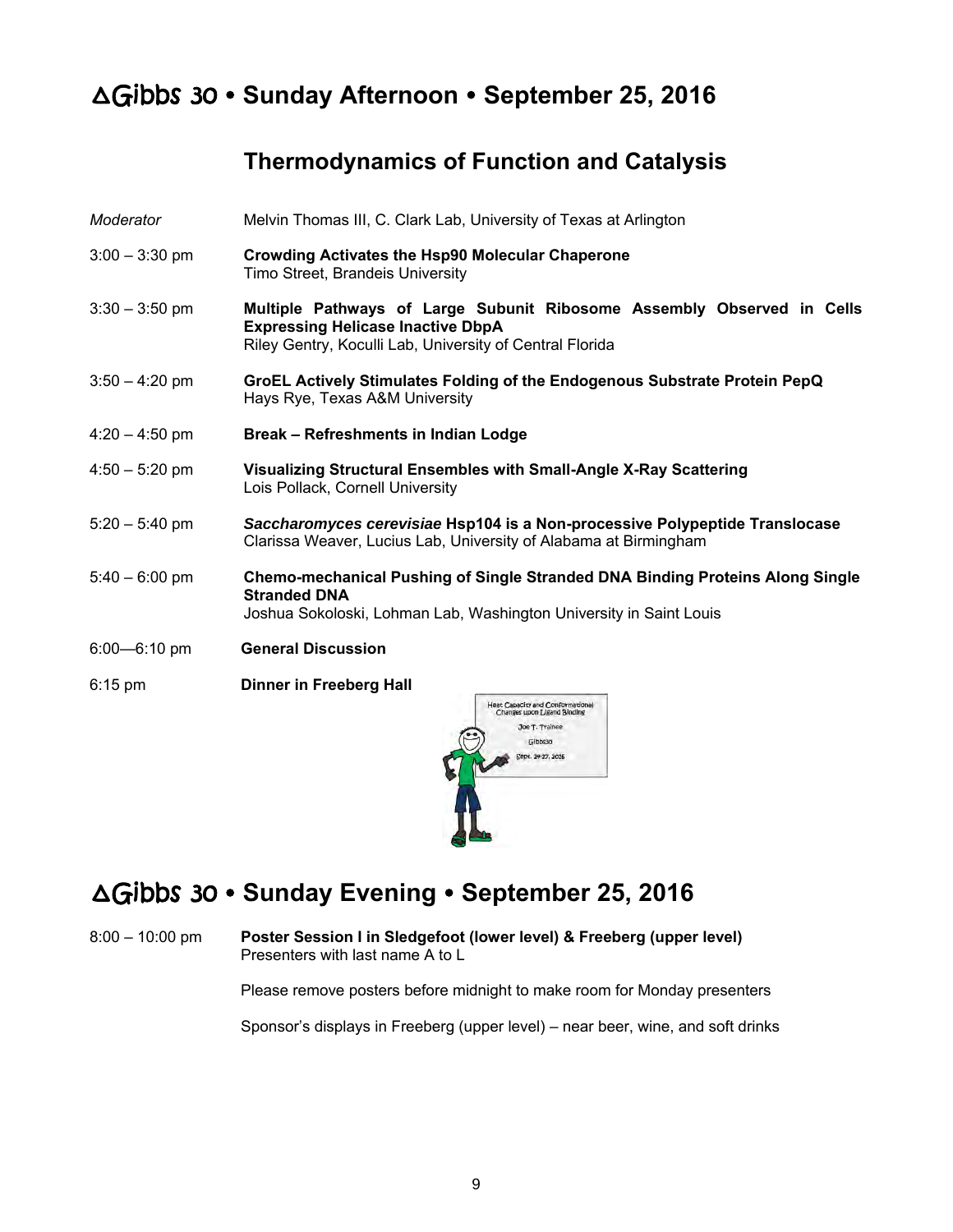# ΔGibbs 30 • Sunday Afternoon • September 25, 2016

## Thermodynamics of Function and Catalysis

| | |
|---|---|
| *Moderator* | Melvin Thomas III, C. Clark Lab, University of Texas at Arlington |
| 3:00 – 3:30 pm | **Crowding Activates the Hsp90 Molecular Chaperone**<br>Timo Street, Brandeis University |
| 3:30 – 3:50 pm | **Multiple Pathways of Large Subunit Ribosome Assembly Observed in Cells Expressing Helicase Inactive DbpA**<br>Riley Gentry, Koculli Lab, University of Central Florida |
| 3:50 – 4:20 pm | **GroEL Actively Stimulates Folding of the Endogenous Substrate Protein PepQ**<br>Hays Rye, Texas A&M University |
| 4:20 – 4:50 pm | **Break – Refreshments in Indian Lodge** |
| 4:50 – 5:20 pm | **Visualizing Structural Ensembles with Small-Angle X-Ray Scattering**<br>Lois Pollack, Cornell University |
| 5:20 – 5:40 pm | ***Saccharomyces cerevisiae* Hsp104 is a Non-processive Polypeptide Translocase**<br>Clarissa Weaver, Lucius Lab, University of Alabama at Birmingham |
| 5:40 – 6:00 pm | **Chemo-mechanical Pushing of Single Stranded DNA Binding Proteins Along Single Stranded DNA**<br>Joshua Sokoloski, Lohman Lab, Washington University in Saint Louis |
| 6:00—6:10 pm | **General Discussion** |
| 6:15 pm | **Dinner in Freeberg Hall** |

# ΔGibbs 30 • Sunday Evening • September 25, 2016

8:00 – 10:00 pm **Poster Session I in Sledgefoot (lower level) & Freeberg (upper level)**
Presenters with last name A to L

Please remove posters before midnight to make room for Monday presenters

Sponsor's displays in Freeberg (upper level) – near beer, wine, and soft drinks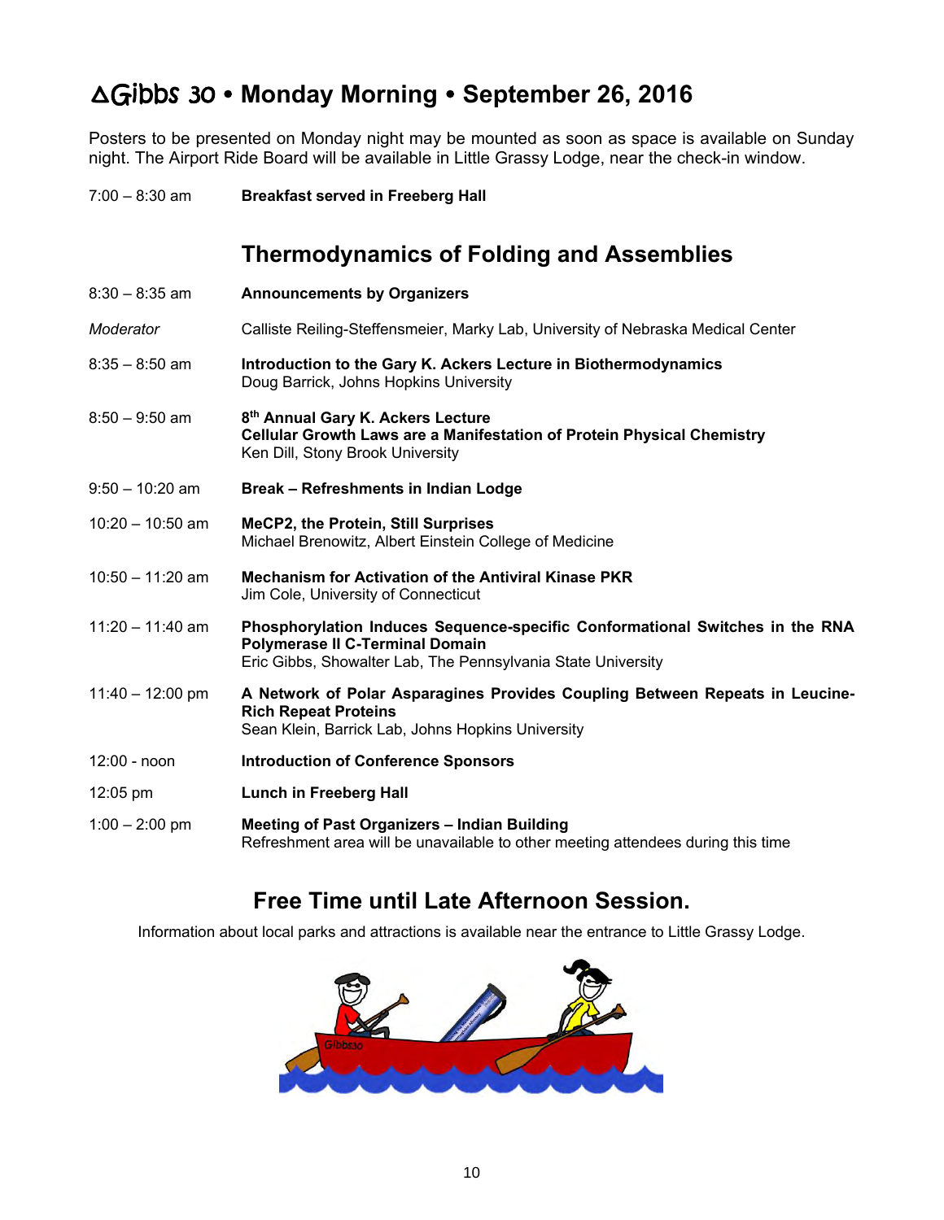# ΔGibbs 30 • Monday Morning • September 26, 2016

Posters to be presented on Monday night may be mounted as soon as space is available on Sunday night. The Airport Ride Board will be available in Little Grassy Lodge, near the check-in window.

| | |
|---|---|
| 7:00 – 8:30 am | **Breakfast served in Freeberg Hall** |

## Thermodynamics of Folding and Assemblies

| | |
|---|---|
| 8:30 – 8:35 am | **Announcements by Organizers** |
| *Moderator* | Calliste Reiling-Steffensmeier, Marky Lab, University of Nebraska Medical Center |
| 8:35 – 8:50 am | **Introduction to the Gary K. Ackers Lecture in Biothermodynamics**<br>Doug Barrick, Johns Hopkins University |
| 8:50 – 9:50 am | **8th Annual Gary K. Ackers Lecture**<br>**Cellular Growth Laws are a Manifestation of Protein Physical Chemistry**<br>Ken Dill, Stony Brook University |
| 9:50 – 10:20 am | **Break – Refreshments in Indian Lodge** |
| 10:20 – 10:50 am | **MeCP2, the Protein, Still Surprises**<br>Michael Brenowitz, Albert Einstein College of Medicine |
| 10:50 – 11:20 am | **Mechanism for Activation of the Antiviral Kinase PKR**<br>Jim Cole, University of Connecticut |
| 11:20 – 11:40 am | **Phosphorylation Induces Sequence-specific Conformational Switches in the RNA Polymerase II C-Terminal Domain**<br>Eric Gibbs, Showalter Lab, The Pennsylvania State University |
| 11:40 – 12:00 pm | **A Network of Polar Asparagines Provides Coupling Between Repeats in Leucine-Rich Repeat Proteins**<br>Sean Klein, Barrick Lab, Johns Hopkins University |
| 12:00 - noon | **Introduction of Conference Sponsors** |
| 12:05 pm | **Lunch in Freeberg Hall** |
| 1:00 – 2:00 pm | **Meeting of Past Organizers – Indian Building**<br>Refreshment area will be unavailable to other meeting attendees during this time |

## Free Time until Late Afternoon Session.

Information about local parks and attractions is available near the entrance to Little Grassy Lodge.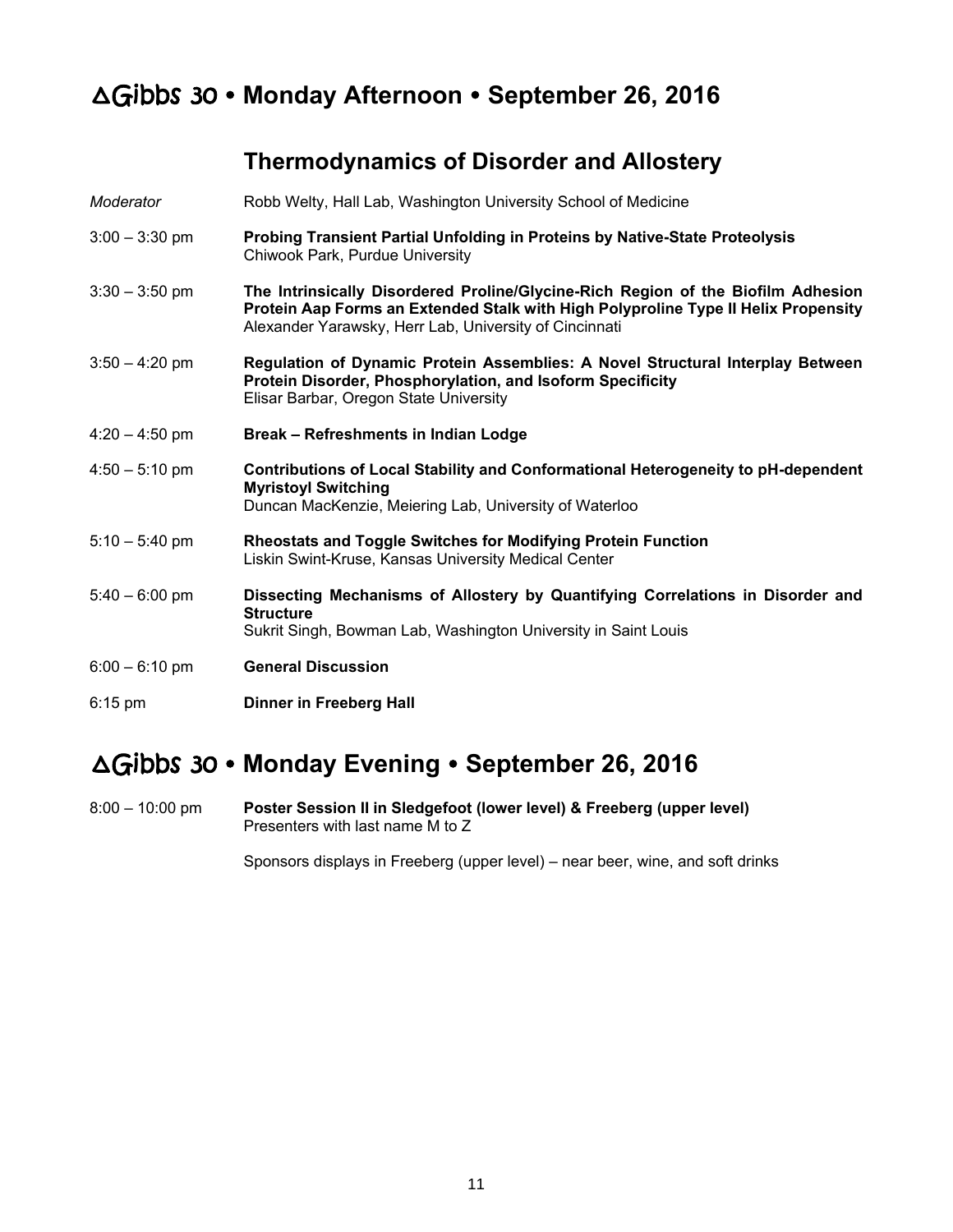# ΔGibbs 30 • Monday Afternoon • September 26, 2016

## Thermodynamics of Disorder and Allostery

*Moderator* — Robb Welty, Hall Lab, Washington University School of Medicine

3:00 – 3:30 pm — **Probing Transient Partial Unfolding in Proteins by Native-State Proteolysis**
Chiwook Park, Purdue University

3:30 – 3:50 pm — **The Intrinsically Disordered Proline/Glycine-Rich Region of the Biofilm Adhesion Protein Aap Forms an Extended Stalk with High Polyproline Type II Helix Propensity**
Alexander Yarawsky, Herr Lab, University of Cincinnati

3:50 – 4:20 pm — **Regulation of Dynamic Protein Assemblies: A Novel Structural Interplay Between Protein Disorder, Phosphorylation, and Isoform Specificity**
Elisar Barbar, Oregon State University

4:20 – 4:50 pm — **Break – Refreshments in Indian Lodge**

4:50 – 5:10 pm — **Contributions of Local Stability and Conformational Heterogeneity to pH-dependent Myristoyl Switching**
Duncan MacKenzie, Meiering Lab, University of Waterloo

5:10 – 5:40 pm — **Rheostats and Toggle Switches for Modifying Protein Function**
Liskin Swint-Kruse, Kansas University Medical Center

5:40 – 6:00 pm — **Dissecting Mechanisms of Allostery by Quantifying Correlations in Disorder and Structure**
Sukrit Singh, Bowman Lab, Washington University in Saint Louis

6:00 – 6:10 pm — **General Discussion**

6:15 pm — **Dinner in Freeberg Hall**

# ΔGibbs 30 • Monday Evening • September 26, 2016

8:00 – 10:00 pm — **Poster Session II in Sledgefoot (lower level) & Freeberg (upper level)**
Presenters with last name M to Z

Sponsors displays in Freeberg (upper level) – near beer, wine, and soft drinks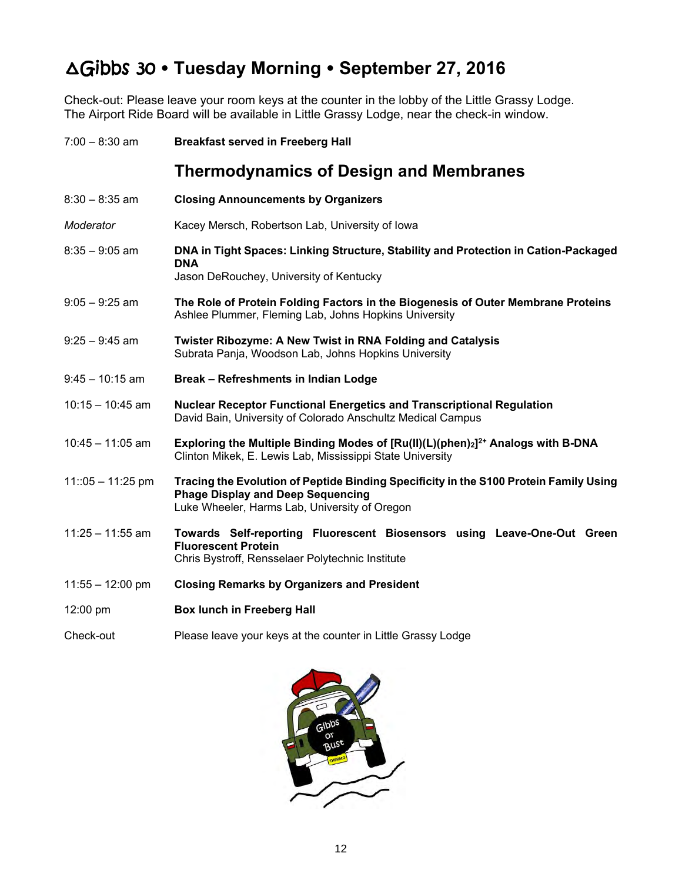# ΔGibbs 30 • Tuesday Morning • September 27, 2016

Check-out: Please leave your room keys at the counter in the lobby of the Little Grassy Lodge.
The Airport Ride Board will be available in Little Grassy Lodge, near the check-in window.

| | |
|---|---|
| 7:00 – 8:30 am | **Breakfast served in Freeberg Hall** |
| | **Thermodynamics of Design and Membranes** |
| 8:30 – 8:35 am | **Closing Announcements by Organizers** |
| *Moderator* | Kacey Mersch, Robertson Lab, University of Iowa |
| 8:35 – 9:05 am | **DNA in Tight Spaces: Linking Structure, Stability and Protection in Cation-Packaged DNA** Jason DeRouchey, University of Kentucky |
| 9:05 – 9:25 am | **The Role of Protein Folding Factors in the Biogenesis of Outer Membrane Proteins** Ashlee Plummer, Fleming Lab, Johns Hopkins University |
| 9:25 – 9:45 am | **Twister Ribozyme: A New Twist in RNA Folding and Catalysis** Subrata Panja, Woodson Lab, Johns Hopkins University |
| 9:45 – 10:15 am | **Break – Refreshments in Indian Lodge** |
| 10:15 – 10:45 am | **Nuclear Receptor Functional Energetics and Transcriptional Regulation** David Bain, University of Colorado Anschultz Medical Campus |
| 10:45 – 11:05 am | **Exploring the Multiple Binding Modes of $[Ru(II)(L)(phen)_2]^{2+}$ Analogs with B-DNA** Clinton Mikek, E. Lewis Lab, Mississippi State University |
| 11::05 – 11:25 pm | **Tracing the Evolution of Peptide Binding Specificity in the S100 Protein Family Using Phage Display and Deep Sequencing** Luke Wheeler, Harms Lab, University of Oregon |
| 11:25 – 11:55 am | **Towards Self-reporting Fluorescent Biosensors using Leave-One-Out Green Fluorescent Protein** Chris Bystroff, Rensselaer Polytechnic Institute |
| 11:55 – 12:00 pm | **Closing Remarks by Organizers and President** |
| 12:00 pm | **Box lunch in Freeberg Hall** |
| Check-out | Please leave your keys at the counter in Little Grassy Lodge |